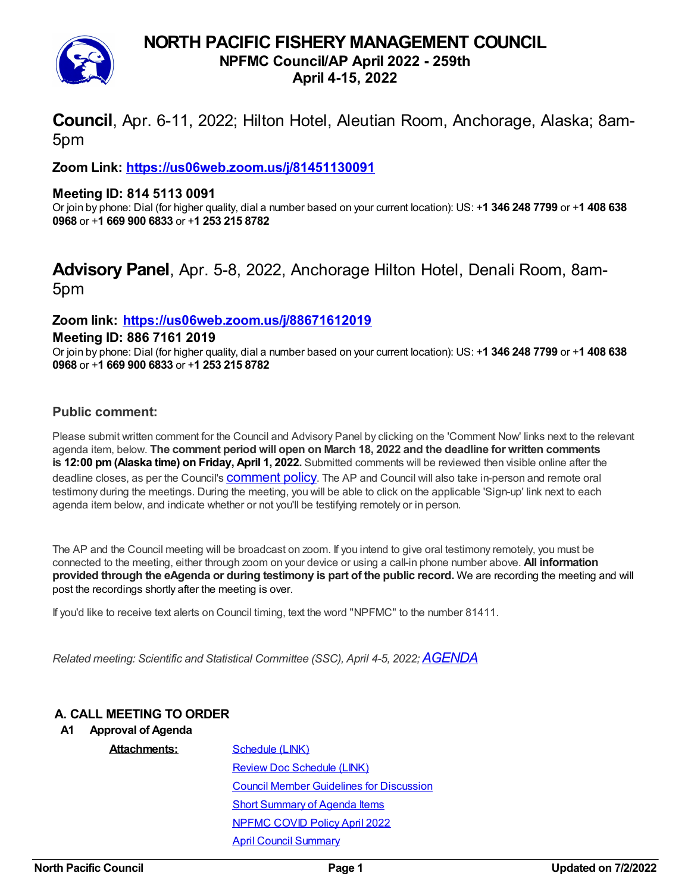# NORTH PACIFIC FISHERY MANAGEMENT COUNCIL

## NPFMC Council/AP April 2022 - 259th

## April 4-15, 2022

**Council**, Apr. 6-11, 2022; Hilton Hotel, Aleutian Room, Anchorage, Alaska; 8am-5pm

**Zoom Link: https://us06web.zoom.us/j/81451130091**

**Meeting ID: 814 5113 0091**

Or join by phone: Dial (for higher quality, dial a number based on your current location): US: +**1 346 248 7799** or +**1 408 638 0968** or +**1 669 900 6833** or +**1 253 215 8782**

**Advisory Panel**, Apr. 5-8, 2022, Anchorage Hilton Hotel, Denali Room, 8am-5pm

**Zoom link: https://us06web.zoom.us/j/88671612019**

**Meeting ID: 886 7161 2019**

Or join by phone: Dial (for higher quality, dial a number based on your current location): US: +**1 346 248 7799** or +**1 408 638 0968** or +**1 669 900 6833** or +**1 253 215 8782**

**Public comment:**

Please submit written comment for the Council and Advisory Panel by clicking on the 'Comment Now' links next to the relevant agenda item, below. **The comment period will open on March 18, 2022 and the deadline for written comments is 12:00 pm (Alaska time) on Friday, April 1, 2022.** Submitted comments will be reviewed then visible online after the deadline closes, as per the Council's comment policy. The AP and Council will also take in-person and remote oral testimony during the meetings. During the meeting, you will be able to click on the applicable 'Sign-up' link next to each agenda item below, and indicate whether or not you'll be testifying remotely or in person.

The AP and the Council meeting will be broadcast on zoom. If you intend to give oral testimony remotely, you must be connected to the meeting, either through zoom on your device or using a call-in phone number above. **All information provided through the eAgenda or during testimony is part of the public record.** We are recording the meeting and will post the recordings shortly after the meeting is over.

If you'd like to receive text alerts on Council timing, text the word "NPFMC" to the number 81411.

*Related meeting: Scientific and Statistical Committee (SSC), April 4-5, 2022; AGENDA*

## A. CALL MEETING TO ORDER

**A1 Approval of Agenda**

**Attachments:**

- Schedule (LINK)
- Review Doc Schedule (LINK)
- Council Member Guidelines for Discussion
- Short Summary of Agenda Items
- NPFMC COVID Policy April 2022
- April Council Summary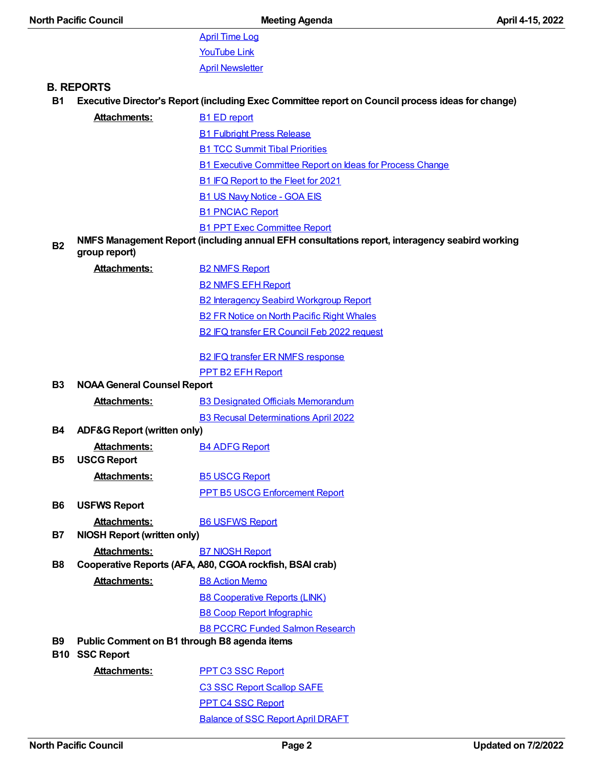April Time Log

YouTube Link

April Newsletter

## B. REPORTS

**B1 Executive Director's Report (including Exec Committee report on Council process ideas for change)**

**Attachments:**
- B1 ED report
- B1 Fulbright Press Release
- B1 TCC Summit Tibal Priorities
- B1 Executive Committee Report on Ideas for Process Change
- B1 IFQ Report to the Fleet for 2021
- B1 US Navy Notice - GOA EIS
- B1 PNCIAC Report
- B1 PPT Exec Committee Report

**B2 NMFS Management Report (including annual EFH consultations report, interagency seabird working group report)**

**Attachments:**
- B2 NMFS Report
- B2 NMFS EFH Report
- B2 Interagency Seabird Workgroup Report
- B2 FR Notice on North Pacific Right Whales
- B2 IFQ transfer ER Council Feb 2022 request
- B2 IFQ transfer ER NMFS response
- PPT B2 EFH Report

**B3 NOAA General Counsel Report**

**Attachments:**
- B3 Designated Officials Memorandum
- B3 Recusal Determinations April 2022

**B4 ADF&G Report (written only)**

**Attachments:**
- B4 ADFG Report

**B5 USCG Report**

**Attachments:**
- B5 USCG Report
- PPT B5 USCG Enforcement Report

**B6 USFWS Report**

**Attachments:**
- B6 USFWS Report

**B7 NIOSH Report (written only)**

**Attachments:**
- B7 NIOSH Report

**B8 Cooperative Reports (AFA, A80, CGOA rockfish, BSAI crab)**

**Attachments:**
- B8 Action Memo
- B8 Cooperative Reports (LINK)
- B8 Coop Report Infographic
- B8 PCCRC Funded Salmon Research

**B9 Public Comment on B1 through B8 agenda items**

**B10 SSC Report**

**Attachments:**
- PPT C3 SSC Report
- C3 SSC Report Scallop SAFE
- PPT C4 SSC Report
- Balance of SSC Report April DRAFT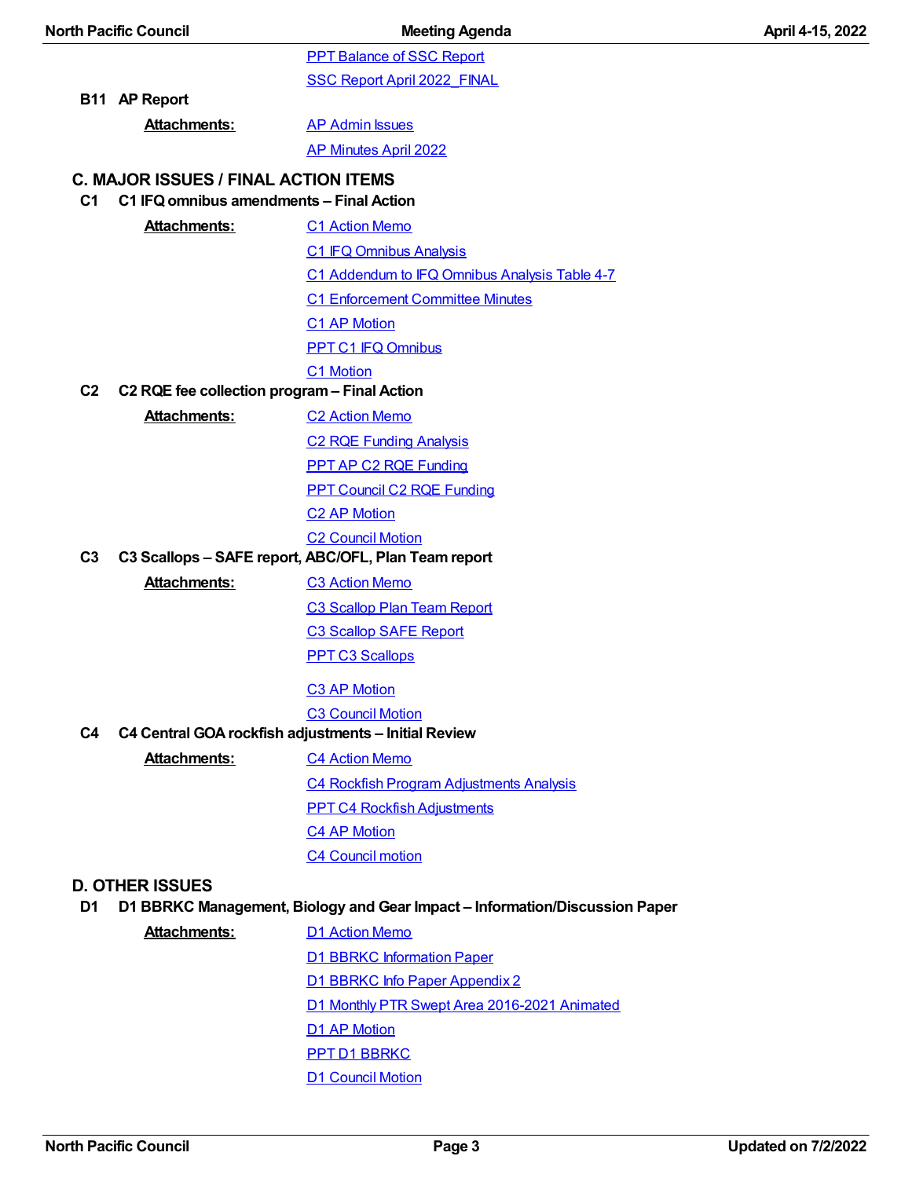PPT Balance of SSC Report

SSC Report April 2022_FINAL

**B11 AP Report**

**Attachments:**

AP Admin Issues

AP Minutes April 2022

## C. MAJOR ISSUES / FINAL ACTION ITEMS

**C1 C1 IFQ omnibus amendments – Final Action**

**Attachments:**

C1 Action Memo

C1 IFQ Omnibus Analysis

C1 Addendum to IFQ Omnibus Analysis Table 4-7

C1 Enforcement Committee Minutes

C1 AP Motion

PPT C1 IFQ Omnibus

C1 Motion

**C2 C2 RQE fee collection program – Final Action**

**Attachments:**

C2 Action Memo

C2 RQE Funding Analysis

PPT AP C2 RQE Funding

PPT Council C2 RQE Funding

C2 AP Motion

C2 Council Motion

**C3 C3 Scallops – SAFE report, ABC/OFL, Plan Team report**

**Attachments:**

C3 Action Memo

C3 Scallop Plan Team Report

C3 Scallop SAFE Report

PPT C3 Scallops

C3 AP Motion

C3 Council Motion

**C4 C4 Central GOA rockfish adjustments – Initial Review**

**Attachments:**

C4 Action Memo

C4 Rockfish Program Adjustments Analysis

PPT C4 Rockfish Adjustments

C4 AP Motion

C4 Council motion

## D. OTHER ISSUES

**D1 D1 BBRKC Management, Biology and Gear Impact – Information/Discussion Paper**

**Attachments:**

D1 Action Memo

D1 BBRKC Information Paper

D1 BBRKC Info Paper Appendix 2

D1 Monthly PTR Swept Area 2016-2021 Animated

D1 AP Motion

PPT D1 BBRKC

D1 Council Motion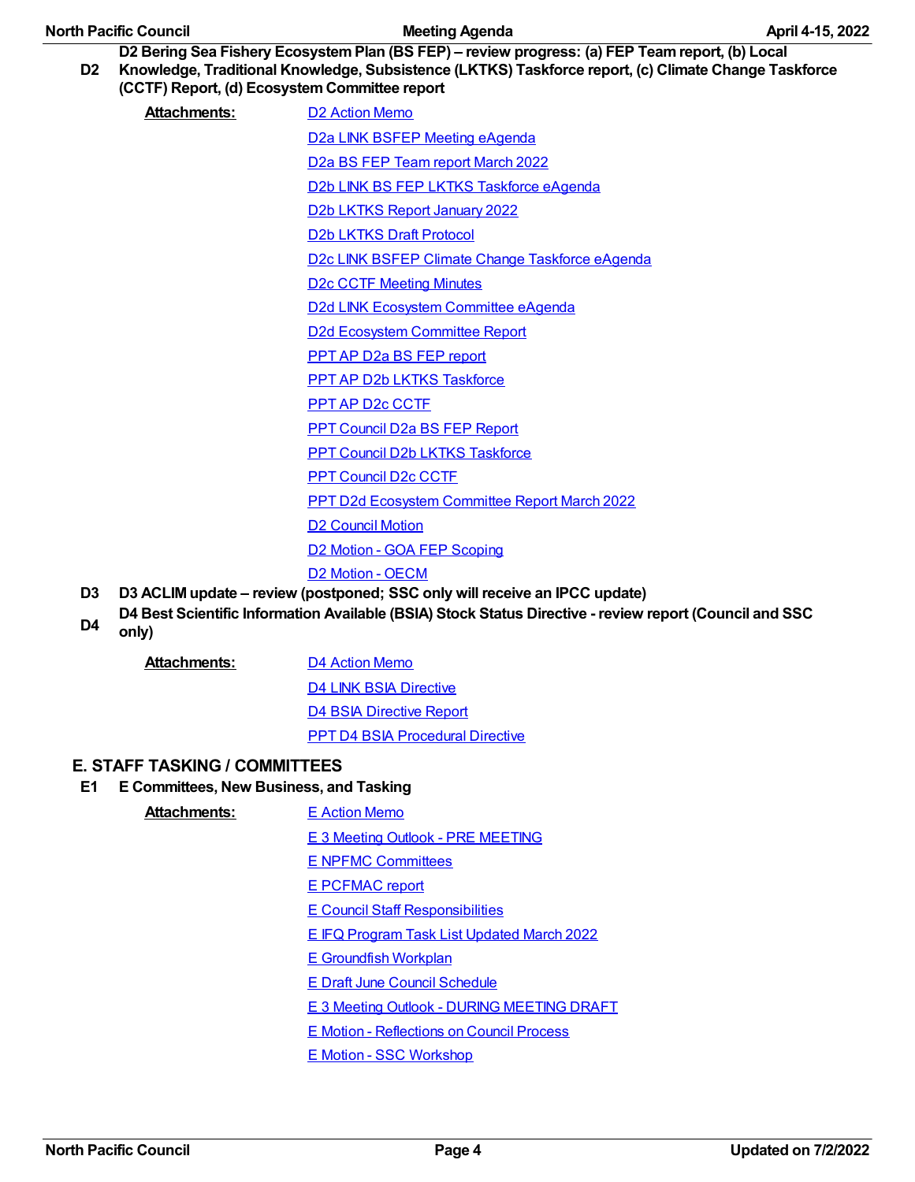**D2** **D2 Bering Sea Fishery Ecosystem Plan (BS FEP) – review progress: (a) FEP Team report, (b) Local Knowledge, Traditional Knowledge, Subsistence (LKTKS) Taskforce report, (c) Climate Change Taskforce (CCTF) Report, (d) Ecosystem Committee report**

**Attachments:**

- D2 Action Memo
- D2a LINK BSFEP Meeting eAgenda
- D2a BS FEP Team report March 2022
- D2b LINK BS FEP LKTKS Taskforce eAgenda
- D2b LKTKS Report January 2022
- D2b LKTKS Draft Protocol
- D2c LINK BSFEP Climate Change Taskforce eAgenda
- D2c CCTF Meeting Minutes
- D2d LINK Ecosystem Committee eAgenda
- D2d Ecosystem Committee Report
- PPT AP D2a BS FEP report
- PPT AP D2b LKTKS Taskforce
- PPT AP D2c CCTF
- PPT Council D2a BS FEP Report
- PPT Council D2b LKTKS Taskforce
- PPT Council D2c CCTF
- PPT D2d Ecosystem Committee Report March 2022
- D2 Council Motion
- D2 Motion - GOA FEP Scoping
- D2 Motion - OECM

**D3** **D3 ACLIM update – review (postponed; SSC only will receive an IPCC update)**

**D4** **D4 Best Scientific Information Available (BSIA) Stock Status Directive - review report (Council and SSC only)**

**Attachments:**

- D4 Action Memo
- D4 LINK BSIA Directive
- D4 BSIA Directive Report
- PPT D4 BSIA Procedural Directive

## E. STAFF TASKING / COMMITTEES

**E1** **E Committees, New Business, and Tasking**

**Attachments:**

- E Action Memo
- E 3 Meeting Outlook - PRE MEETING
- E NPFMC Committees
- E PCFMAC report
- E Council Staff Responsibilities
- E IFQ Program Task List Updated March 2022
- E Groundfish Workplan
- E Draft June Council Schedule
- E 3 Meeting Outlook - DURING MEETING DRAFT
- E Motion - Reflections on Council Process
- E Motion - SSC Workshop